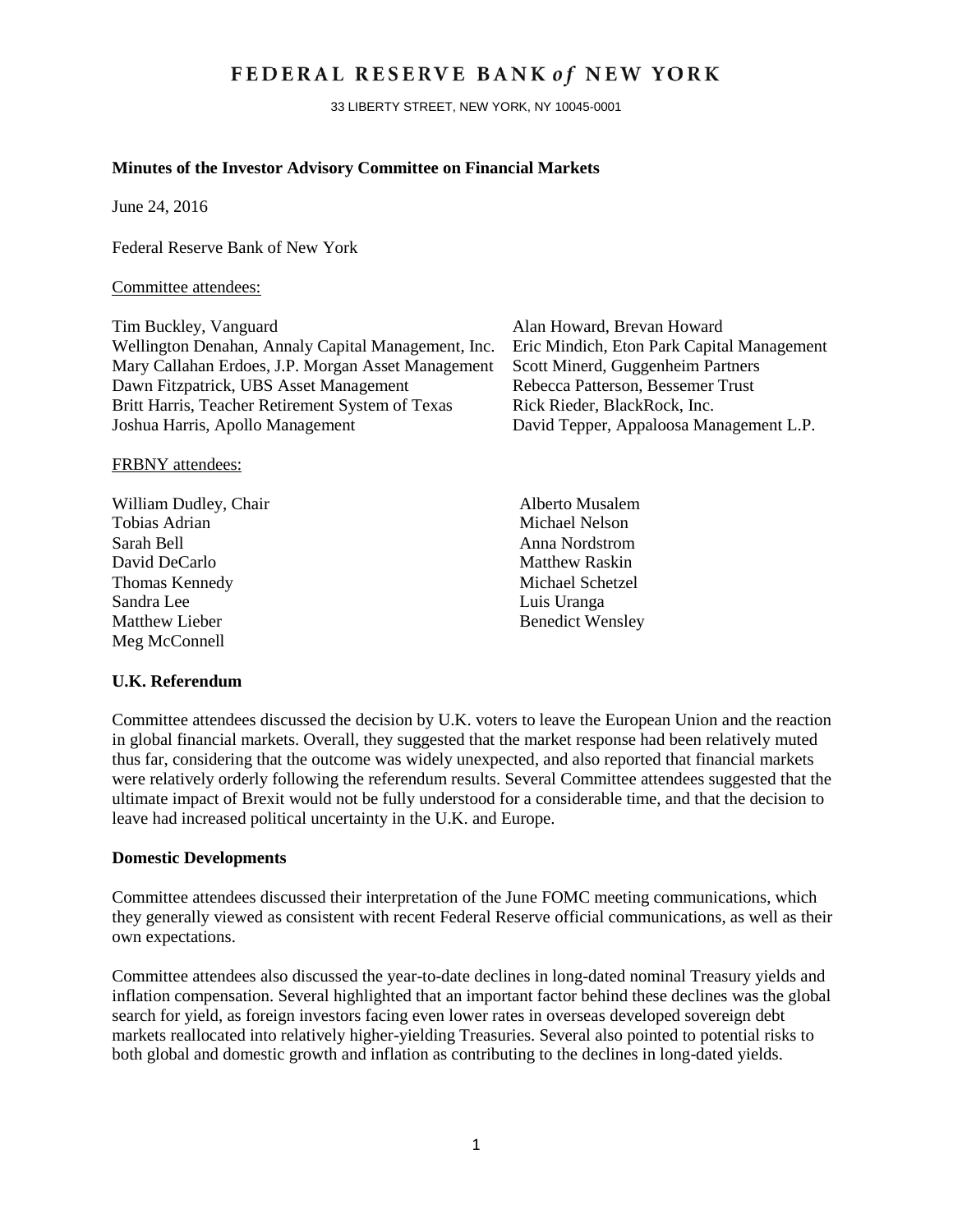# FEDERAL RESERVE BANK *of* NEW YORK

33 LIBERTY STREET, NEW YORK, NY 10045-0001

**Minutes of the Investor Advisory Committee on Financial Markets**

June 24, 2016

Federal Reserve Bank of New York

Committee attendees:

Tim Buckley, Vanguard
Wellington Denahan, Annaly Capital Management, Inc.
Mary Callahan Erdoes, J.P. Morgan Asset Management
Dawn Fitzpatrick, UBS Asset Management
Britt Harris, Teacher Retirement System of Texas
Joshua Harris, Apollo Management
Alan Howard, Brevan Howard
Eric Mindich, Eton Park Capital Management
Scott Minerd, Guggenheim Partners
Rebecca Patterson, Bessemer Trust
Rick Rieder, BlackRock, Inc.
David Tepper, Appaloosa Management L.P.

FRBNY attendees:

William Dudley, Chair
Tobias Adrian
Sarah Bell
David DeCarlo
Thomas Kennedy
Sandra Lee
Matthew Lieber
Meg McConnell
Alberto Musalem
Michael Nelson
Anna Nordstrom
Matthew Raskin
Michael Schetzel
Luis Uranga
Benedict Wensley

**U.K. Referendum**

Committee attendees discussed the decision by U.K. voters to leave the European Union and the reaction in global financial markets. Overall, they suggested that the market response had been relatively muted thus far, considering that the outcome was widely unexpected, and also reported that financial markets were relatively orderly following the referendum results. Several Committee attendees suggested that the ultimate impact of Brexit would not be fully understood for a considerable time, and that the decision to leave had increased political uncertainty in the U.K. and Europe.

**Domestic Developments**

Committee attendees discussed their interpretation of the June FOMC meeting communications, which they generally viewed as consistent with recent Federal Reserve official communications, as well as their own expectations.

Committee attendees also discussed the year-to-date declines in long-dated nominal Treasury yields and inflation compensation. Several highlighted that an important factor behind these declines was the global search for yield, as foreign investors facing even lower rates in overseas developed sovereign debt markets reallocated into relatively higher-yielding Treasuries. Several also pointed to potential risks to both global and domestic growth and inflation as contributing to the declines in long-dated yields.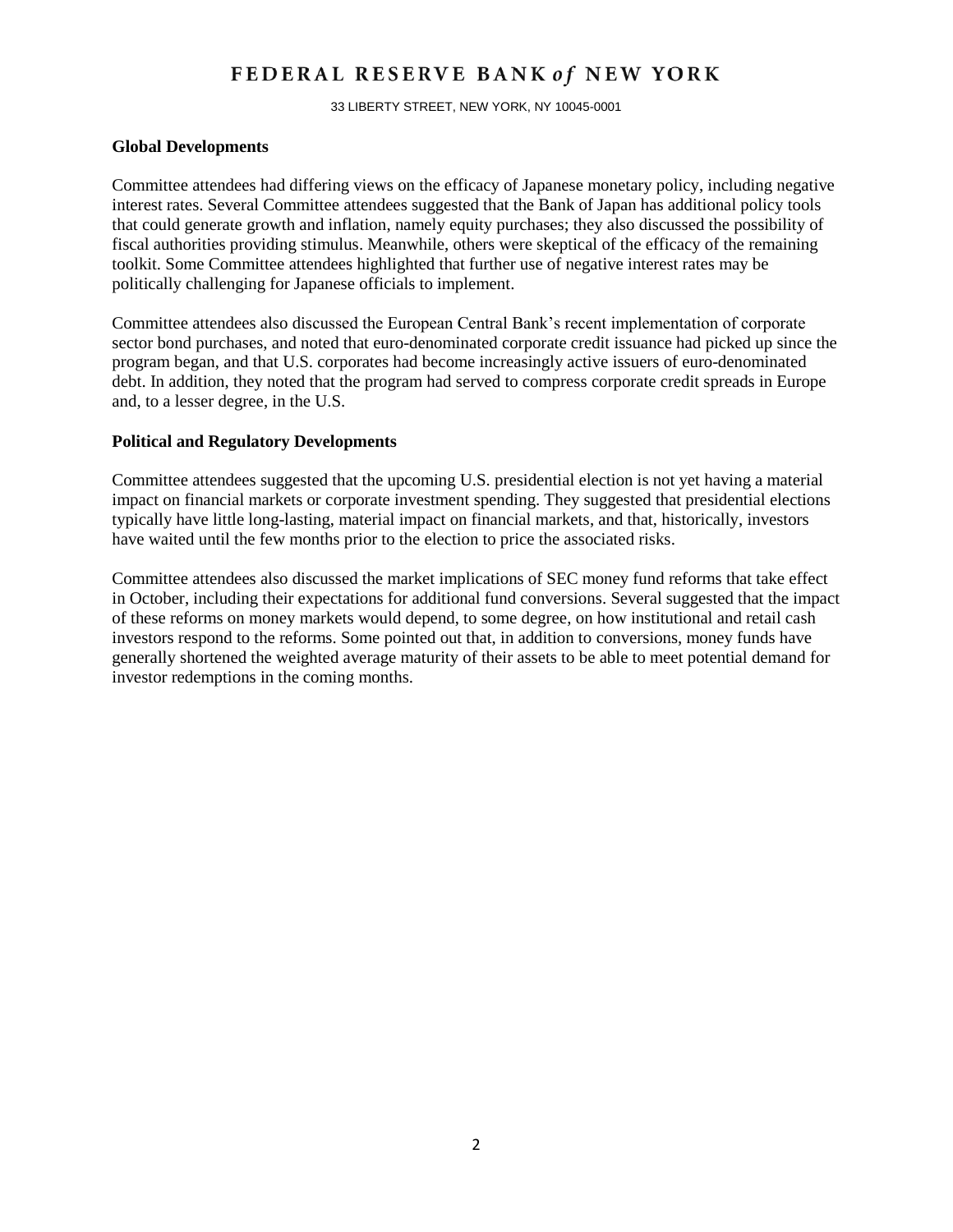## Global Developments

Committee attendees had differing views on the efficacy of Japanese monetary policy, including negative interest rates. Several Committee attendees suggested that the Bank of Japan has additional policy tools that could generate growth and inflation, namely equity purchases; they also discussed the possibility of fiscal authorities providing stimulus. Meanwhile, others were skeptical of the efficacy of the remaining toolkit. Some Committee attendees highlighted that further use of negative interest rates may be politically challenging for Japanese officials to implement.

Committee attendees also discussed the European Central Bank's recent implementation of corporate sector bond purchases, and noted that euro-denominated corporate credit issuance had picked up since the program began, and that U.S. corporates had become increasingly active issuers of euro-denominated debt. In addition, they noted that the program had served to compress corporate credit spreads in Europe and, to a lesser degree, in the U.S.

## Political and Regulatory Developments

Committee attendees suggested that the upcoming U.S. presidential election is not yet having a material impact on financial markets or corporate investment spending. They suggested that presidential elections typically have little long-lasting, material impact on financial markets, and that, historically, investors have waited until the few months prior to the election to price the associated risks.

Committee attendees also discussed the market implications of SEC money fund reforms that take effect in October, including their expectations for additional fund conversions. Several suggested that the impact of these reforms on money markets would depend, to some degree, on how institutional and retail cash investors respond to the reforms. Some pointed out that, in addition to conversions, money funds have generally shortened the weighted average maturity of their assets to be able to meet potential demand for investor redemptions in the coming months.